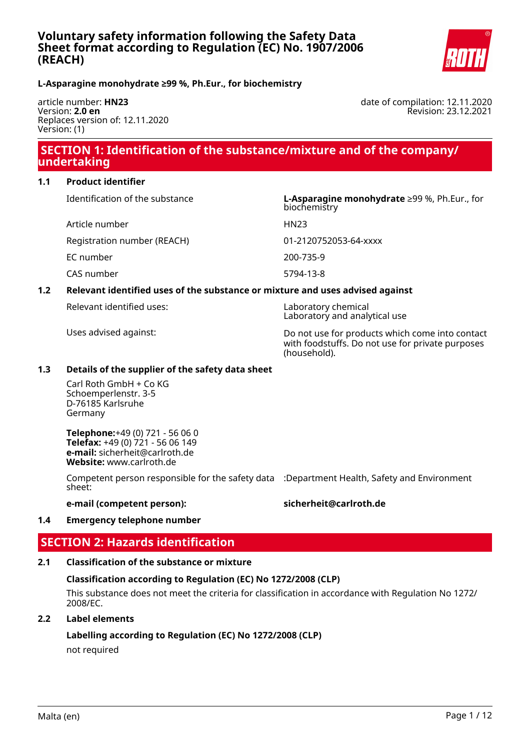# Voluntary safety information following the Safety Data Sheet format according to Regulation (EC) No. 1907/2006 (REACH)

**L-Asparagine monohydrate ≥99 %, Ph.Eur., for biochemistry**

article number: **HN23**
Version: **2.0 en**
Replaces version of: 12.11.2020
Version: (1)

date of compilation: 12.11.2020
Revision: 23.12.2021

## SECTION 1: Identification of the substance/mixture and of the company/undertaking

### 1.1 Product identifier

| | |
|---|---|
| Identification of the substance | **L-Asparagine monohydrate** ≥99 %, Ph.Eur., for biochemistry |
| Article number | HN23 |
| Registration number (REACH) | 01-2120752053-64-xxxx |
| EC number | 200-735-9 |
| CAS number | 5794-13-8 |

### 1.2 Relevant identified uses of the substance or mixture and uses advised against

| | |
|---|---|
| Relevant identified uses: | Laboratory chemical<br>Laboratory and analytical use |
| Uses advised against: | Do not use for products which come into contact with foodstuffs. Do not use for private purposes (household). |

### 1.3 Details of the supplier of the safety data sheet

Carl Roth GmbH + Co KG
Schoemperlenstr. 3-5
D-76185 Karlsruhe
Germany

**Telephone:**+49 (0) 721 - 56 06 0
**Telefax:** +49 (0) 721 - 56 06 149
**e-mail:** sicherheit@carlroth.de
**Website:** www.carlroth.de

| | |
|---|---|
| Competent person responsible for the safety data sheet: | :Department Health, Safety and Environment |
| **e-mail (competent person):** | **sicherheit@carlroth.de** |

### 1.4 Emergency telephone number

## SECTION 2: Hazards identification

### 2.1 Classification of the substance or mixture

**Classification according to Regulation (EC) No 1272/2008 (CLP)**

This substance does not meet the criteria for classification in accordance with Regulation No 1272/2008/EC.

### 2.2 Label elements

**Labelling according to Regulation (EC) No 1272/2008 (CLP)**

not required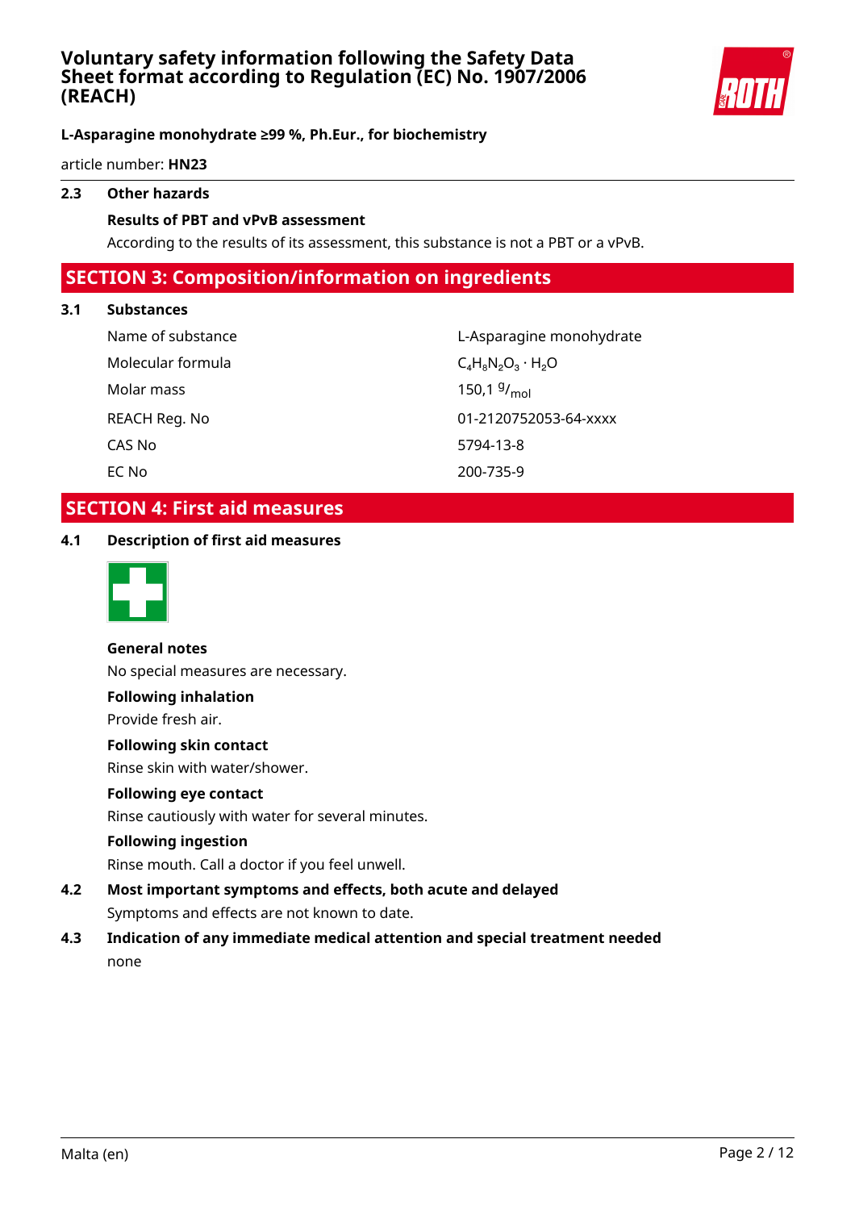### 2.3 Other hazards

**Results of PBT and vPvB assessment**

According to the results of its assessment, this substance is not a PBT or a vPvB.

## SECTION 3: Composition/information on ingredients

### 3.1 Substances

| | |
|---|---|
| Name of substance | L-Asparagine monohydrate |
| Molecular formula | $C_4H_8N_2O_3 \cdot H_2O$ |
| Molar mass | 150,1 $^{g}/_{mol}$ |
| REACH Reg. No | 01-2120752053-64-xxxx |
| CAS No | 5794-13-8 |
| EC No | 200-735-9 |

## SECTION 4: First aid measures

### 4.1 Description of first aid measures

**General notes**

No special measures are necessary.

**Following inhalation**

Provide fresh air.

**Following skin contact**

Rinse skin with water/shower.

**Following eye contact**

Rinse cautiously with water for several minutes.

**Following ingestion**

Rinse mouth. Call a doctor if you feel unwell.

### 4.2 Most important symptoms and effects, both acute and delayed

Symptoms and effects are not known to date.

### 4.3 Indication of any immediate medical attention and special treatment needed

none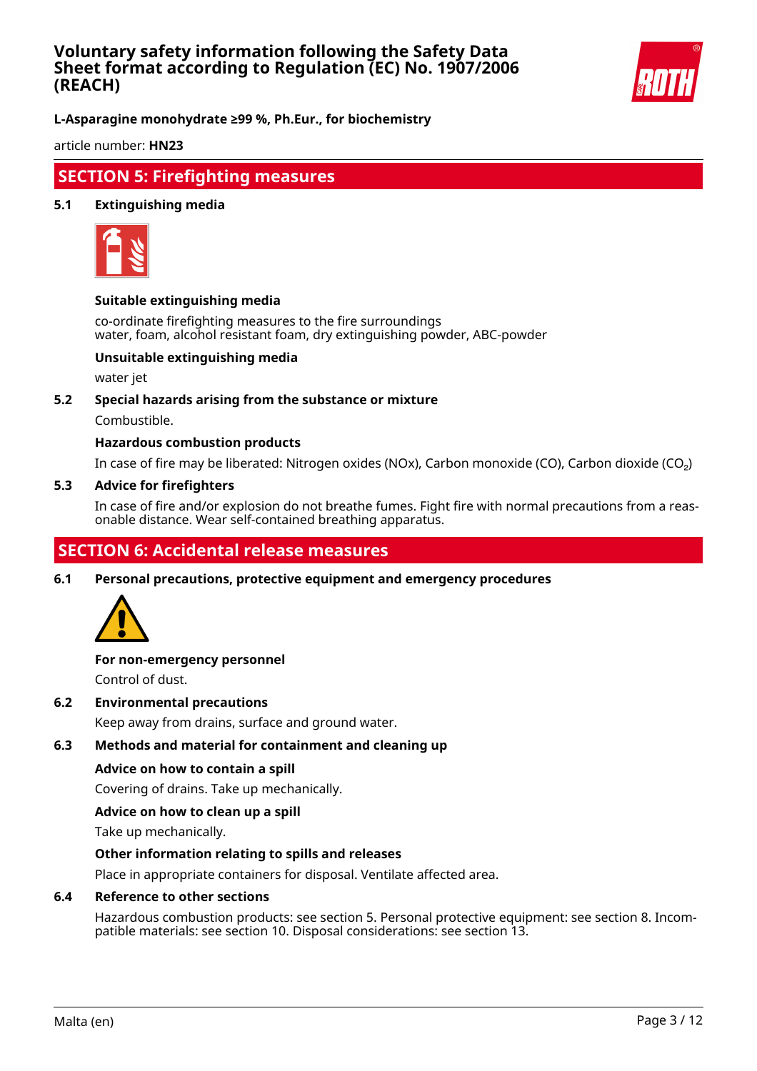## SECTION 5: Firefighting measures

### 5.1 Extinguishing media

**Suitable extinguishing media**

co-ordinate firefighting measures to the fire surroundings
water, foam, alcohol resistant foam, dry extinguishing powder, ABC-powder

**Unsuitable extinguishing media**

water jet

### 5.2 Special hazards arising from the substance or mixture

Combustible.

**Hazardous combustion products**

In case of fire may be liberated: Nitrogen oxides (NOx), Carbon monoxide (CO), Carbon dioxide ($CO_2$)

### 5.3 Advice for firefighters

In case of fire and/or explosion do not breathe fumes. Fight fire with normal precautions from a reasonable distance. Wear self-contained breathing apparatus.

## SECTION 6: Accidental release measures

### 6.1 Personal precautions, protective equipment and emergency procedures

**For non-emergency personnel**

Control of dust.

### 6.2 Environmental precautions

Keep away from drains, surface and ground water.

### 6.3 Methods and material for containment and cleaning up

**Advice on how to contain a spill**

Covering of drains. Take up mechanically.

**Advice on how to clean up a spill**

Take up mechanically.

**Other information relating to spills and releases**

Place in appropriate containers for disposal. Ventilate affected area.

### 6.4 Reference to other sections

Hazardous combustion products: see section 5. Personal protective equipment: see section 8. Incompatible materials: see section 10. Disposal considerations: see section 13.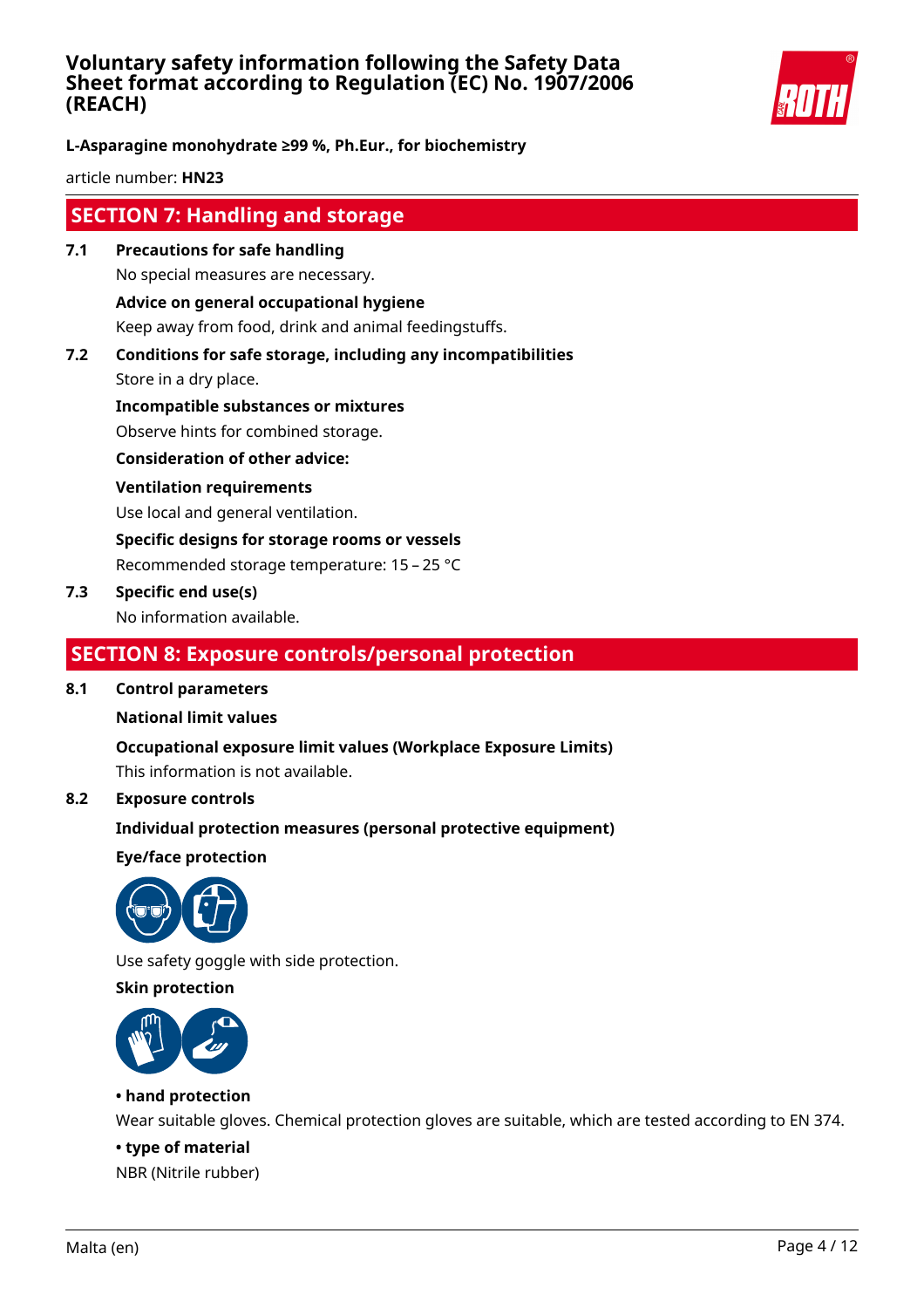## SECTION 7: Handling and storage

**7.1 Precautions for safe handling**

No special measures are necessary.

**Advice on general occupational hygiene**

Keep away from food, drink and animal feedingstuffs.

**7.2 Conditions for safe storage, including any incompatibilities**

Store in a dry place.

**Incompatible substances or mixtures**

Observe hints for combined storage.

**Consideration of other advice:**

**Ventilation requirements**

Use local and general ventilation.

**Specific designs for storage rooms or vessels**

Recommended storage temperature: 15 – 25 °C

**7.3 Specific end use(s)**

No information available.

## SECTION 8: Exposure controls/personal protection

**8.1 Control parameters**

**National limit values**

**Occupational exposure limit values (Workplace Exposure Limits)**

This information is not available.

**8.2 Exposure controls**

**Individual protection measures (personal protective equipment)**

**Eye/face protection**

Use safety goggle with side protection.

**Skin protection**

**• hand protection**

Wear suitable gloves. Chemical protection gloves are suitable, which are tested according to EN 374.

**• type of material**

NBR (Nitrile rubber)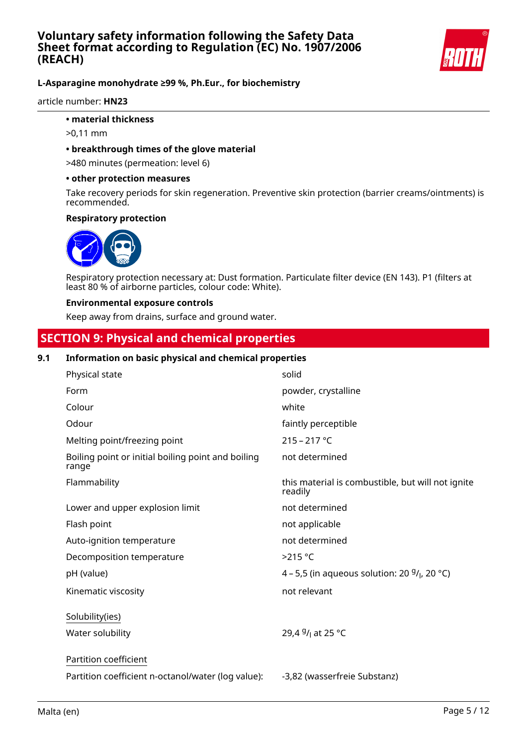**• material thickness**

>0,11 mm

**• breakthrough times of the glove material**

>480 minutes (permeation: level 6)

**• other protection measures**

Take recovery periods for skin regeneration. Preventive skin protection (barrier creams/ointments) is recommended.

**Respiratory protection**

Respiratory protection necessary at: Dust formation. Particulate filter device (EN 143). P1 (filters at least 80 % of airborne particles, colour code: White).

**Environmental exposure controls**

Keep away from drains, surface and ground water.

## SECTION 9: Physical and chemical properties

### 9.1 Information on basic physical and chemical properties

| | |
|---|---|
| Physical state | solid |
| Form | powder, crystalline |
| Colour | white |
| Odour | faintly perceptible |
| Melting point/freezing point | 215 – 217 °C |
| Boiling point or initial boiling point and boiling range | not determined |
| Flammability | this material is combustible, but will not ignite readily |
| Lower and upper explosion limit | not determined |
| Flash point | not applicable |
| Auto-ignition temperature | not determined |
| Decomposition temperature | >215 °C |
| pH (value) | 4 – 5,5 (in aqueous solution: 20 $^{g}/_{l}$, 20 °C) |
| Kinematic viscosity | not relevant |

Solubility(ies)

| | |
|---|---|
| Water solubility | 29,4 $^{g}/_{l}$ at 25 °C |

Partition coefficient

| | |
|---|---|
| Partition coefficient n-octanol/water (log value): | -3,82 (wasserfreie Substanz) |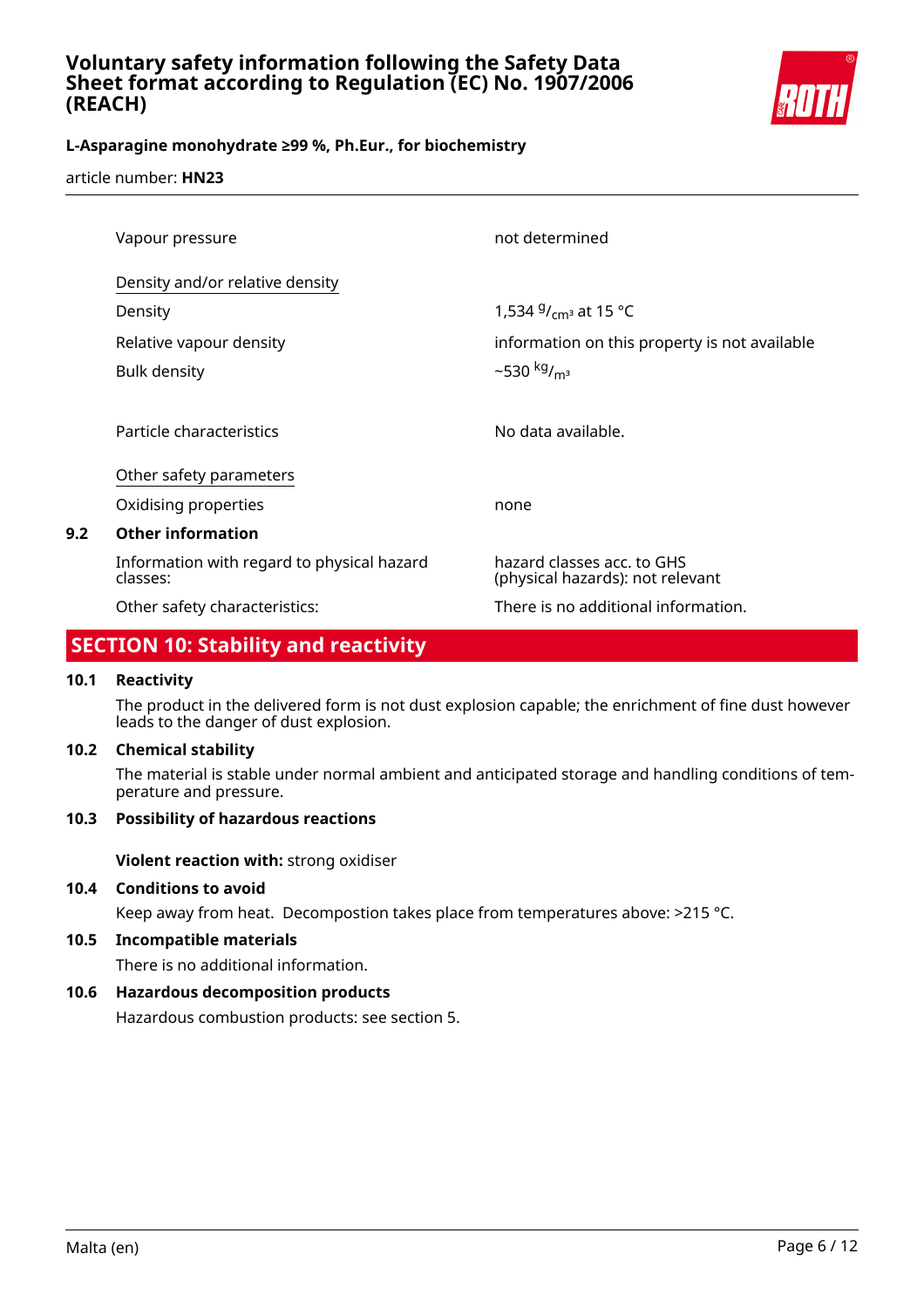| | |
|---|---|
| Vapour pressure | not determined |

Density and/or relative density

| | |
|---|---|
| Density | 1,534 $^{g}/_{cm^3}$ at 15 °C |
| Relative vapour density | information on this property is not available |
| Bulk density | ~530 $^{kg}/_{m^3}$ |
| Particle characteristics | No data available. |

Other safety parameters

| | |
|---|---|
| Oxidising properties | none |

**9.2 Other information**

| | |
|---|---|
| Information with regard to physical hazard classes: | hazard classes acc. to GHS (physical hazards): not relevant |
| Other safety characteristics: | There is no additional information. |

## SECTION 10: Stability and reactivity

**10.1 Reactivity**

The product in the delivered form is not dust explosion capable; the enrichment of fine dust however leads to the danger of dust explosion.

**10.2 Chemical stability**

The material is stable under normal ambient and anticipated storage and handling conditions of temperature and pressure.

**10.3 Possibility of hazardous reactions**

**Violent reaction with:** strong oxidiser

**10.4 Conditions to avoid**

Keep away from heat. Decompostion takes place from temperatures above: >215 °C.

**10.5 Incompatible materials**

There is no additional information.

**10.6 Hazardous decomposition products**

Hazardous combustion products: see section 5.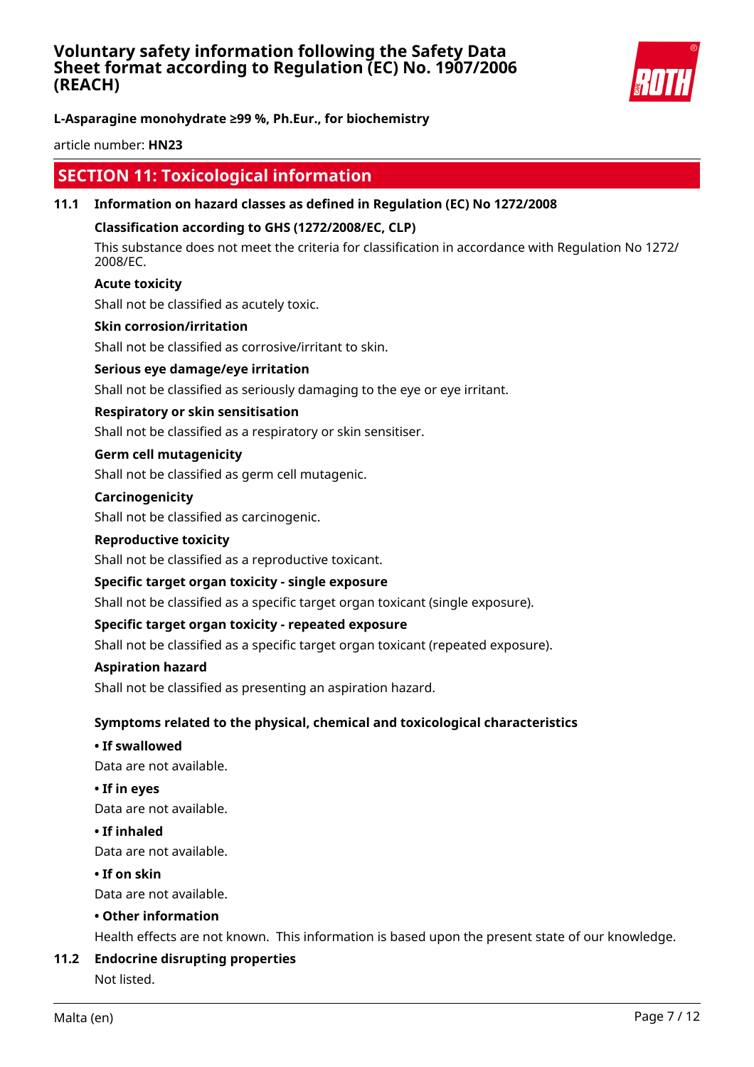## SECTION 11: Toxicological information

### 11.1 Information on hazard classes as defined in Regulation (EC) No 1272/2008

**Classification according to GHS (1272/2008/EC, CLP)**

This substance does not meet the criteria for classification in accordance with Regulation No 1272/2008/EC.

**Acute toxicity**

Shall not be classified as acutely toxic.

**Skin corrosion/irritation**

Shall not be classified as corrosive/irritant to skin.

**Serious eye damage/eye irritation**

Shall not be classified as seriously damaging to the eye or eye irritant.

**Respiratory or skin sensitisation**

Shall not be classified as a respiratory or skin sensitiser.

**Germ cell mutagenicity**

Shall not be classified as germ cell mutagenic.

**Carcinogenicity**

Shall not be classified as carcinogenic.

**Reproductive toxicity**

Shall not be classified as a reproductive toxicant.

**Specific target organ toxicity - single exposure**

Shall not be classified as a specific target organ toxicant (single exposure).

**Specific target organ toxicity - repeated exposure**

Shall not be classified as a specific target organ toxicant (repeated exposure).

**Aspiration hazard**

Shall not be classified as presenting an aspiration hazard.

**Symptoms related to the physical, chemical and toxicological characteristics**

**• If swallowed**

Data are not available.

**• If in eyes**

Data are not available.

**• If inhaled**

Data are not available.

**• If on skin**

Data are not available.

**• Other information**

Health effects are not known. This information is based upon the present state of our knowledge.

### 11.2 Endocrine disrupting properties

Not listed.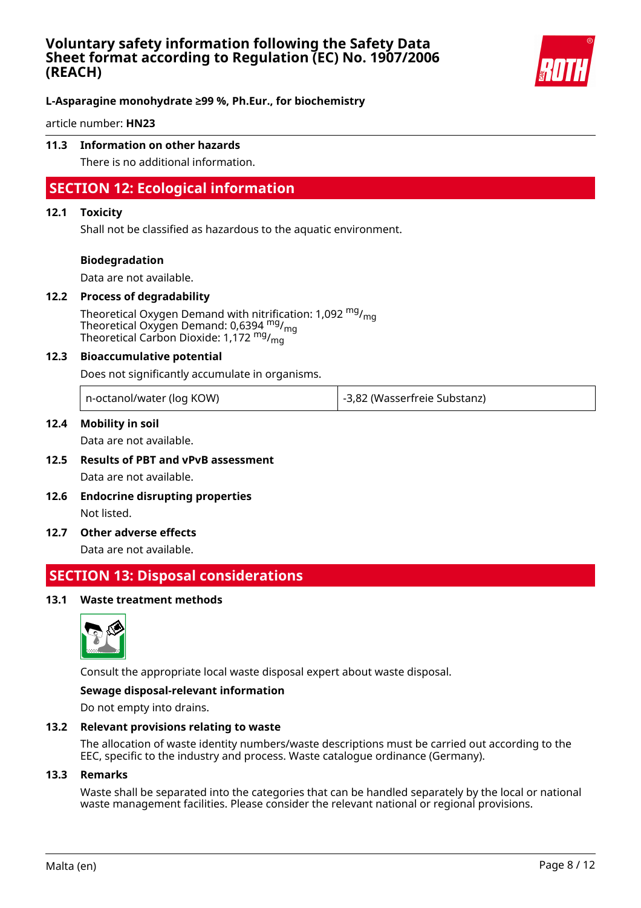### 11.3 Information on other hazards

There is no additional information.

## SECTION 12: Ecological information

### 12.1 Toxicity

Shall not be classified as hazardous to the aquatic environment.

**Biodegradation**

Data are not available.

### 12.2 Process of degradability

Theoretical Oxygen Demand with nitrification: 1,092 $^{mg}/_{mg}$
Theoretical Oxygen Demand: 0,6394 $^{mg}/_{mg}$
Theoretical Carbon Dioxide: 1,172 $^{mg}/_{mg}$

### 12.3 Bioaccumulative potential

Does not significantly accumulate in organisms.

| n-octanol/water (log KOW) | -3,82 (Wasserfreie Substanz) |
|---|---|

### 12.4 Mobility in soil

Data are not available.

### 12.5 Results of PBT and vPvB assessment

Data are not available.

### 12.6 Endocrine disrupting properties

Not listed.

### 12.7 Other adverse effects

Data are not available.

## SECTION 13: Disposal considerations

### 13.1 Waste treatment methods

Consult the appropriate local waste disposal expert about waste disposal.

**Sewage disposal-relevant information**

Do not empty into drains.

### 13.2 Relevant provisions relating to waste

The allocation of waste identity numbers/waste descriptions must be carried out according to the EEC, specific to the industry and process. Waste catalogue ordinance (Germany).

### 13.3 Remarks

Waste shall be separated into the categories that can be handled separately by the local or national waste management facilities. Please consider the relevant national or regional provisions.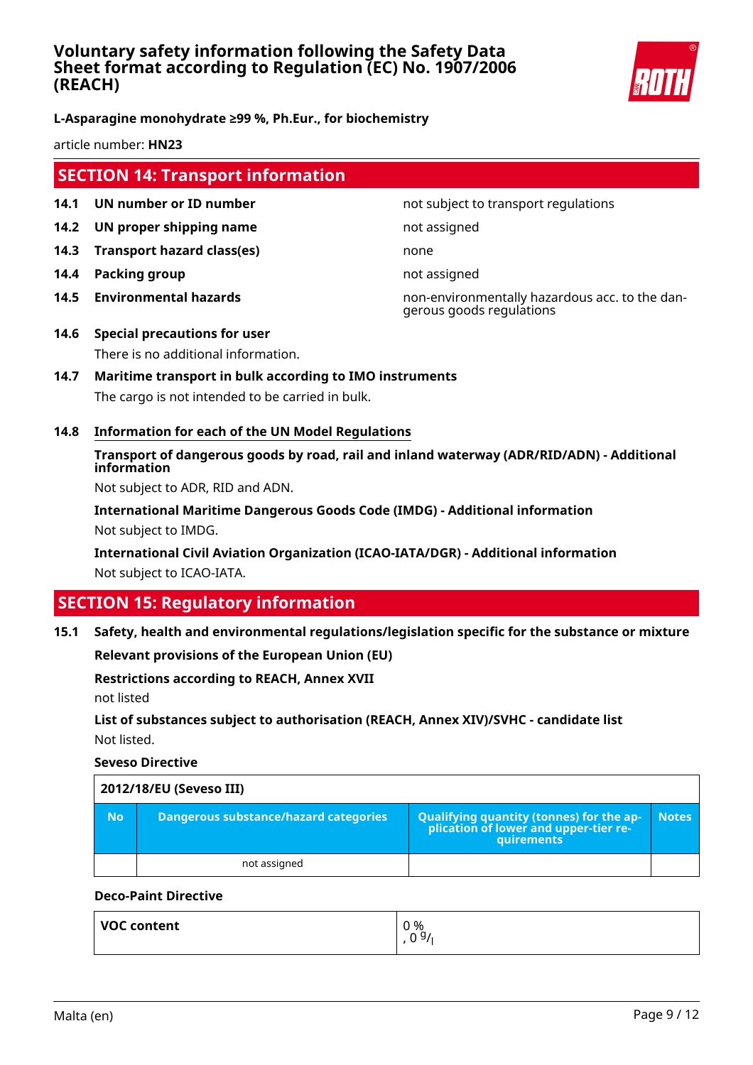## SECTION 14: Transport information

| | | |
|---|---|---|
| **14.1** | **UN number or ID number** | not subject to transport regulations |
| **14.2** | **UN proper shipping name** | not assigned |
| **14.3** | **Transport hazard class(es)** | none |
| **14.4** | **Packing group** | not assigned |
| **14.5** | **Environmental hazards** | non-environmentally hazardous acc. to the dangerous goods regulations |

**14.6 Special precautions for user**

There is no additional information.

**14.7 Maritime transport in bulk according to IMO instruments**

The cargo is not intended to be carried in bulk.

**14.8 Information for each of the UN Model Regulations**

**Transport of dangerous goods by road, rail and inland waterway (ADR/RID/ADN) - Additional information**

Not subject to ADR, RID and ADN.

**International Maritime Dangerous Goods Code (IMDG) - Additional information**

Not subject to IMDG.

**International Civil Aviation Organization (ICAO-IATA/DGR) - Additional information**

Not subject to ICAO-IATA.

## SECTION 15: Regulatory information

**15.1 Safety, health and environmental regulations/legislation specific for the substance or mixture**

**Relevant provisions of the European Union (EU)**

**Restrictions according to REACH, Annex XVII**

not listed

**List of substances subject to authorisation (REACH, Annex XIV)/SVHC - candidate list**

Not listed.

**Seveso Directive**

| 2012/18/EU (Seveso III) | | | |
|---|---|---|---|
| **No** | **Dangerous substance/hazard categories** | **Qualifying quantity (tonnes) for the application of lower and upper-tier requirements** | **Notes** |
| | not assigned | | |

**Deco-Paint Directive**

| | |
|---|---|
| **VOC content** | 0 %<br>, 0 g/l |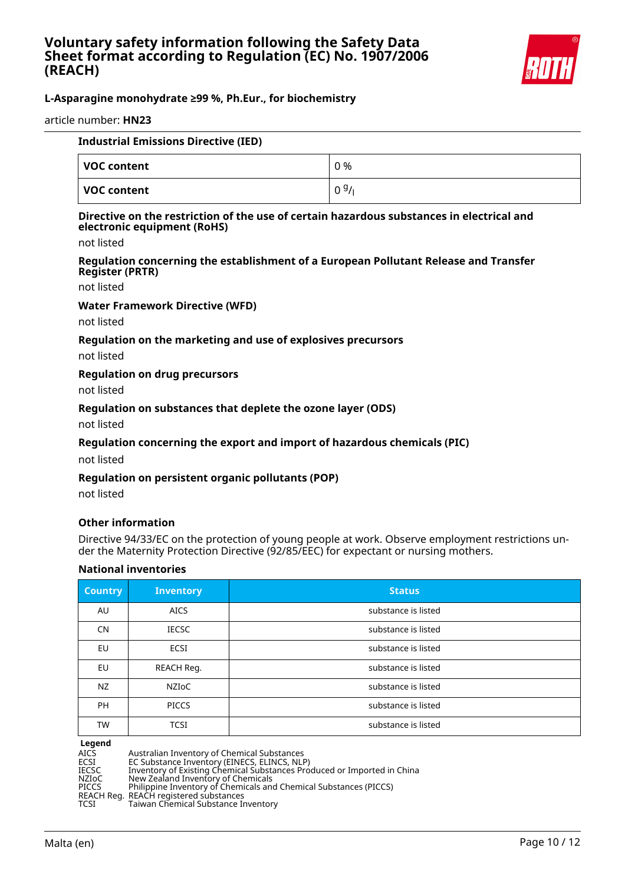**Industrial Emissions Directive (IED)**

| VOC content | 0 % |
|---|---|
| VOC content | 0 $^{g}/_{l}$ |

**Directive on the restriction of the use of certain hazardous substances in electrical and electronic equipment (RoHS)**

not listed

**Regulation concerning the establishment of a European Pollutant Release and Transfer Register (PRTR)**

not listed

**Water Framework Directive (WFD)**

not listed

**Regulation on the marketing and use of explosives precursors**

not listed

**Regulation on drug precursors**

not listed

**Regulation on substances that deplete the ozone layer (ODS)**

not listed

**Regulation concerning the export and import of hazardous chemicals (PIC)**

not listed

**Regulation on persistent organic pollutants (POP)**

not listed

**Other information**

Directive 94/33/EC on the protection of young people at work. Observe employment restrictions under the Maternity Protection Directive (92/85/EEC) for expectant or nursing mothers.

**National inventories**

| Country | Inventory | Status |
|---|---|---|
| AU | AICS | substance is listed |
| CN | IECSC | substance is listed |
| EU | ECSI | substance is listed |
| EU | REACH Reg. | substance is listed |
| NZ | NZIoC | substance is listed |
| PH | PICCS | substance is listed |
| TW | TCSI | substance is listed |

**Legend**

AICS Australian Inventory of Chemical Substances
ECSI EC Substance Inventory (EINECS, ELINCS, NLP)
IECSC Inventory of Existing Chemical Substances Produced or Imported in China
NZIoC New Zealand Inventory of Chemicals
PICCS Philippine Inventory of Chemicals and Chemical Substances (PICCS)
REACH Reg. REACH registered substances
TCSI Taiwan Chemical Substance Inventory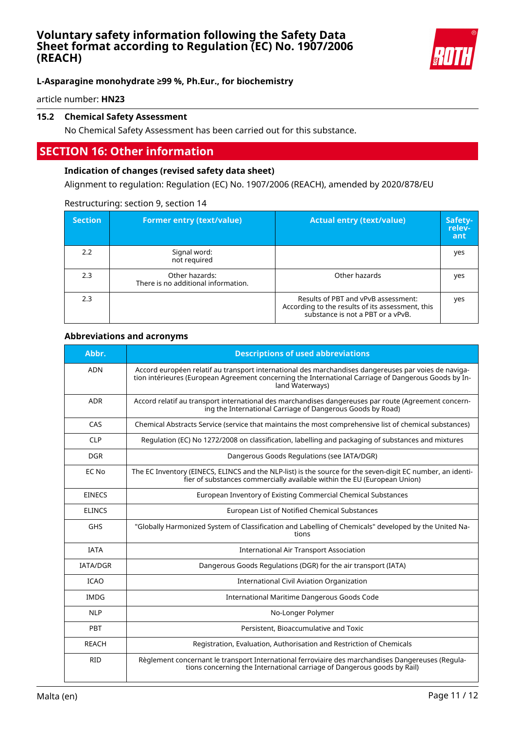### 15.2 Chemical Safety Assessment

No Chemical Safety Assessment has been carried out for this substance.

## SECTION 16: Other information

### Indication of changes (revised safety data sheet)

Alignment to regulation: Regulation (EC) No. 1907/2006 (REACH), amended by 2020/878/EU

Restructuring: section 9, section 14

| Section | Former entry (text/value) | Actual entry (text/value) | Safety-relevant |
|---|---|---|---|
| 2.2 | Signal word:<br>not required | | yes |
| 2.3 | Other hazards:<br>There is no additional information. | Other hazards | yes |
| 2.3 | | Results of PBT and vPvB assessment:<br>According to the results of its assessment, this substance is not a PBT or a vPvB. | yes |

### Abbreviations and acronyms

| Abbr. | Descriptions of used abbreviations |
|---|---|
| ADN | Accord européen relatif au transport international des marchandises dangereuses par voies de navigation intérieures (European Agreement concerning the International Carriage of Dangerous Goods by Inland Waterways) |
| ADR | Accord relatif au transport international des marchandises dangereuses par route (Agreement concerning the International Carriage of Dangerous Goods by Road) |
| CAS | Chemical Abstracts Service (service that maintains the most comprehensive list of chemical substances) |
| CLP | Regulation (EC) No 1272/2008 on classification, labelling and packaging of substances and mixtures |
| DGR | Dangerous Goods Regulations (see IATA/DGR) |
| EC No | The EC Inventory (EINECS, ELINCS and the NLP-list) is the source for the seven-digit EC number, an identifier of substances commercially available within the EU (European Union) |
| EINECS | European Inventory of Existing Commercial Chemical Substances |
| ELINCS | European List of Notified Chemical Substances |
| GHS | "Globally Harmonized System of Classification and Labelling of Chemicals" developed by the United Nations |
| IATA | International Air Transport Association |
| IATA/DGR | Dangerous Goods Regulations (DGR) for the air transport (IATA) |
| ICAO | International Civil Aviation Organization |
| IMDG | International Maritime Dangerous Goods Code |
| NLP | No-Longer Polymer |
| PBT | Persistent, Bioaccumulative and Toxic |
| REACH | Registration, Evaluation, Authorisation and Restriction of Chemicals |
| RID | Règlement concernant le transport International ferroviaire des marchandises Dangereuses (Regulations concerning the International carriage of Dangerous goods by Rail) |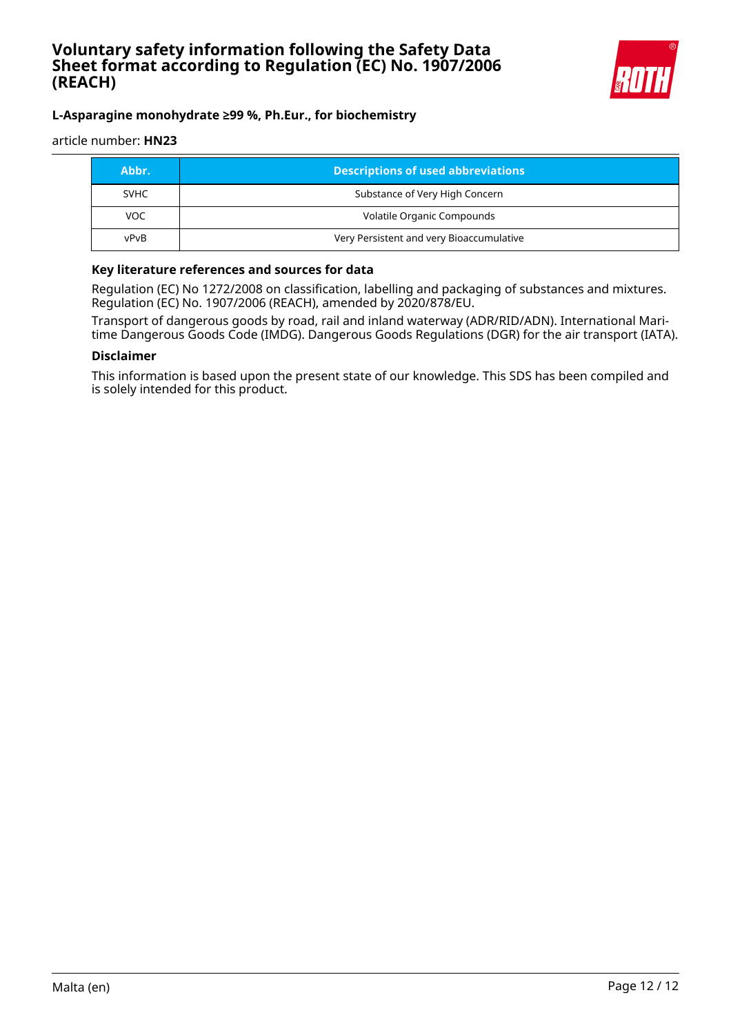| Abbr. | Descriptions of used abbreviations |
| --- | --- |
| SVHC | Substance of Very High Concern |
| VOC | Volatile Organic Compounds |
| vPvB | Very Persistent and very Bioaccumulative |

### Key literature references and sources for data

Regulation (EC) No 1272/2008 on classification, labelling and packaging of substances and mixtures. Regulation (EC) No. 1907/2006 (REACH), amended by 2020/878/EU.

Transport of dangerous goods by road, rail and inland waterway (ADR/RID/ADN). International Maritime Dangerous Goods Code (IMDG). Dangerous Goods Regulations (DGR) for the air transport (IATA).

### Disclaimer

This information is based upon the present state of our knowledge. This SDS has been compiled and is solely intended for this product.